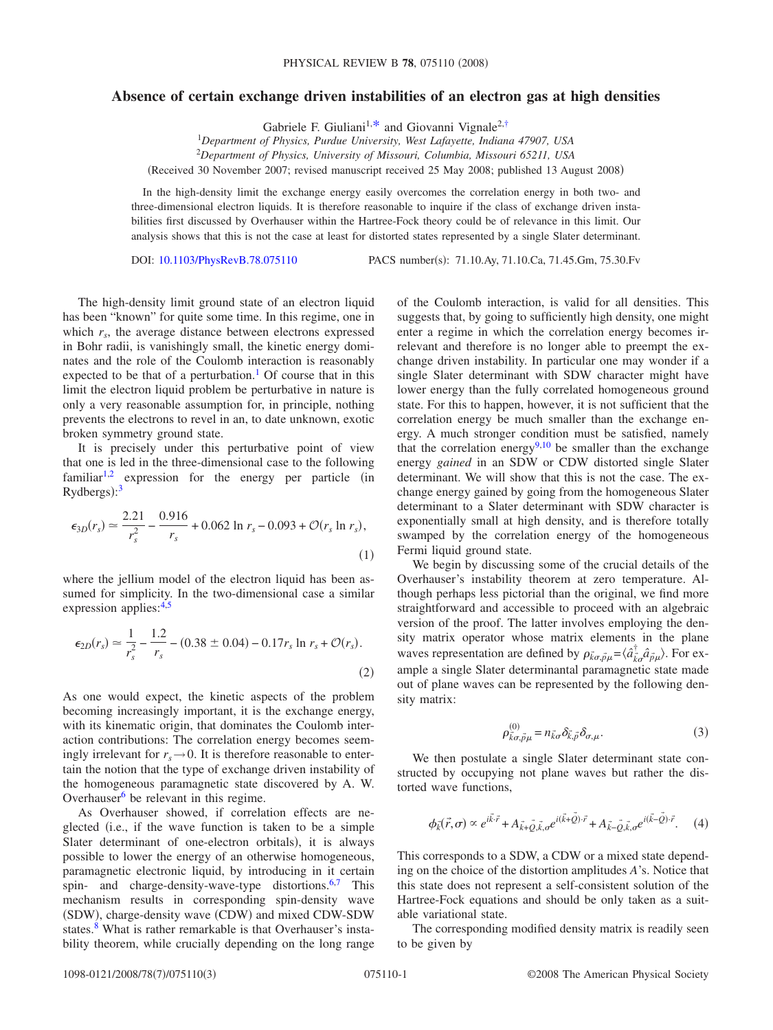# Absence of certain exchange driven instabilities of an electron gas at high densities

Gabriele F. Giuliani[1,*] and Giovanni Vignale[2,†]

[1]*Department of Physics, Purdue University, West Lafayette, Indiana 47907, USA*

[2]*Department of Physics, University of Missouri, Columbia, Missouri 65211, USA*

(Received 30 November 2007; revised manuscript received 25 May 2008; published 13 August 2008)

In the high-density limit the exchange energy easily overcomes the correlation energy in both two- and three-dimensional electron liquids. It is therefore reasonable to inquire if the class of exchange driven instabilities first discussed by Overhauser within the Hartree-Fock theory could be of relevance in this limit. Our analysis shows that this is not the case at least for distorted states represented by a single Slater determinant.

DOI: 10.1103/PhysRevB.78.075110 PACS number(s): 71.10.Ay, 71.10.Ca, 71.45.Gm, 75.30.Fv

The high-density limit ground state of an electron liquid has been "known" for quite some time. In this regime, one in which $r_s$, the average distance between electrons expressed in Bohr radii, is vanishingly small, the kinetic energy dominates and the role of the Coulomb interaction is reasonably expected to be that of a perturbation.[1] Of course that in this limit the electron liquid problem be perturbative in nature is only a very reasonable assumption for, in principle, nothing prevents the electrons to revel in an, to date unknown, exotic broken symmetry ground state.

It is precisely under this perturbative point of view that one is led in the three-dimensional case to the following familiar[1,2] expression for the energy per particle (in Rydbergs):[3]

$$\epsilon_{3D}(r_s) \simeq \frac{2.21}{r_s^2} - \frac{0.916}{r_s} + 0.062 \ln r_s - 0.093 + \mathcal{O}(r_s \ln r_s), \tag{1}$$

where the jellium model of the electron liquid has been assumed for simplicity. In the two-dimensional case a similar expression applies:[4,5]

$$\epsilon_{2D}(r_s) \simeq \frac{1}{r_s^2} - \frac{1.2}{r_s} - (0.38 \pm 0.04) - 0.17 r_s \ln r_s + \mathcal{O}(r_s). \tag{2}$$

As one would expect, the kinetic aspects of the problem becoming increasingly important, it is the exchange energy, with its kinematic origin, that dominates the Coulomb interaction contributions: The correlation energy becomes seemingly irrelevant for $r_s \to 0$. It is therefore reasonable to entertain the notion that the type of exchange driven instability of the homogeneous paramagnetic state discovered by A. W. Overhauser[6] be relevant in this regime.

As Overhauser showed, if correlation effects are neglected (i.e., if the wave function is taken to be a simple Slater determinant of one-electron orbitals), it is always possible to lower the energy of an otherwise homogeneous, paramagnetic electronic liquid, by introducing in it certain spin- and charge-density-wave-type distortions.[6,7] This mechanism results in corresponding spin-density wave (SDW), charge-density wave (CDW) and mixed CDW-SDW states.[8] What is rather remarkable is that Overhauser's instability theorem, while crucially depending on the long range of the Coulomb interaction, is valid for all densities. This suggests that, by going to sufficiently high density, one might enter a regime in which the correlation energy becomes irrelevant and therefore is no longer able to preempt the exchange driven instability. In particular one may wonder if a single Slater determinant with SDW character might have lower energy than the fully correlated homogeneous ground state. For this to happen, however, it is not sufficient that the correlation energy be much smaller than the exchange energy. A much stronger condition must be satisfied, namely that the correlation energy[9,10] be smaller than the exchange energy *gained* in an SDW or CDW distorted single Slater determinant. We will show that this is not the case. The exchange energy gained by going from the homogeneous Slater determinant to a Slater determinant with SDW character is exponentially small at high density, and is therefore totally swamped by the correlation energy of the homogeneous Fermi liquid ground state.

We begin by discussing some of the crucial details of the Overhauser's instability theorem at zero temperature. Although perhaps less pictorial than the original, we find more straightforward and accessible to proceed with an algebraic version of the proof. The latter involves employing the density matrix operator whose matrix elements in the plane waves representation are defined by $\rho_{\vec{k}\sigma,\vec{p}\mu} = \langle \hat{a}^{\dagger}_{\vec{k}\sigma} \hat{a}_{\vec{p}\mu} \rangle$. For example a single Slater determinantal paramagnetic state made out of plane waves can be represented by the following density matrix:

$$\rho^{(0)}_{\vec{k}\sigma,\vec{p}\mu} = n_{\vec{k}\sigma} \delta_{\vec{k},\vec{p}} \delta_{\sigma,\mu}. \tag{3}$$

We then postulate a single Slater determinant state constructed by occupying not plane waves but rather the distorted wave functions,

$$\phi_{\vec{k}}(\vec{r},\sigma) \propto e^{i\vec{k}\cdot\vec{r}} + A_{\vec{k}+\vec{Q},\vec{k},\sigma} e^{i(\vec{k}+\vec{Q})\cdot\vec{r}} + A_{\vec{k}-\vec{Q},\vec{k},\sigma} e^{i(\vec{k}-\vec{Q})\cdot\vec{r}}. \tag{4}$$

This corresponds to a SDW, a CDW or a mixed state depending on the choice of the distortion amplitudes $A$'s. Notice that this state does not represent a self-consistent solution of the Hartree-Fock equations and should be only taken as a suitable variational state.

The corresponding modified density matrix is readily seen to be given by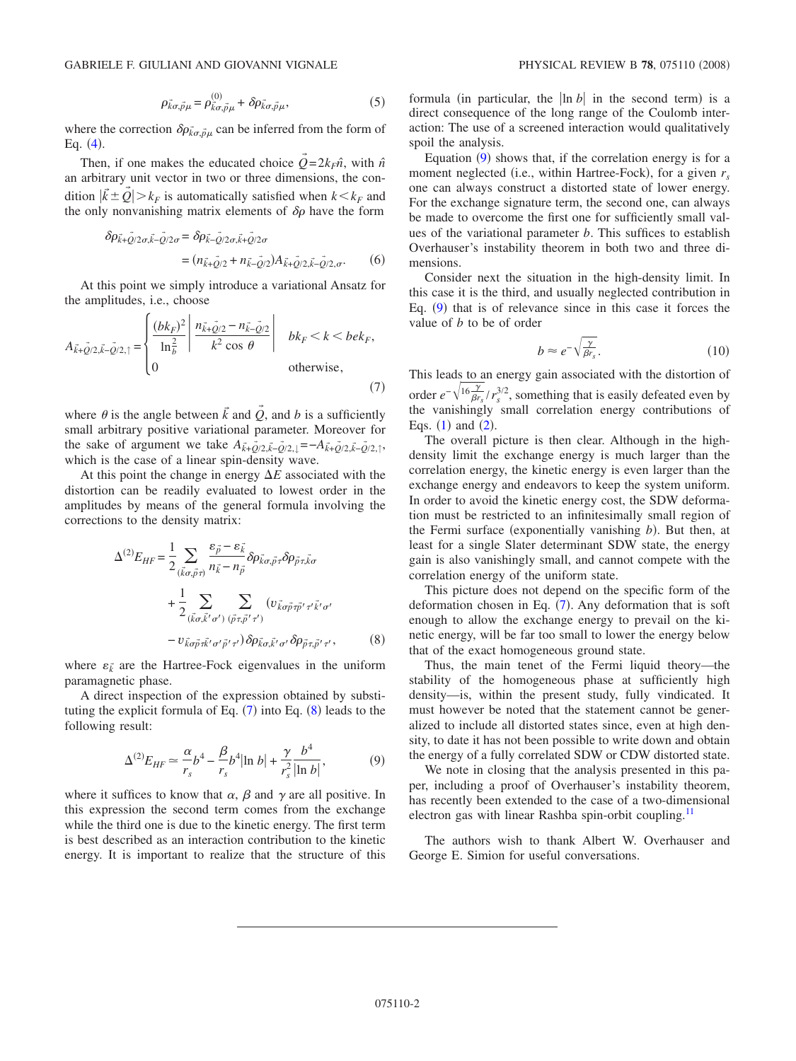$$\rho_{\vec{k}\sigma,\vec{p}\mu} = \rho^{(0)}_{\vec{k}\sigma,\vec{p}\mu} + \delta\rho_{\vec{k}\sigma,\vec{p}\mu}, \tag{5}$$

where the correction $\delta\rho_{\vec{k}\sigma,\vec{p}\mu}$ can be inferred from the form of Eq. (4).

Then, if one makes the educated choice $\vec{Q}=2k_F\hat{n}$, with $\hat{n}$ an arbitrary unit vector in two or three dimensions, the condition $|\vec{k}\pm\vec{Q}|>k_F$ is automatically satisfied when $k<k_F$ and the only nonvanishing matrix elements of $\delta\rho$ have the form

$$\begin{aligned}\delta\rho_{\vec{k}+\vec{Q}/2\sigma,\vec{k}-\vec{Q}/2\sigma} &= \delta\rho_{\vec{k}-\vec{Q}/2\sigma,\vec{k}+\vec{Q}/2\sigma} \\ &= (n_{\vec{k}+\vec{Q}/2} + n_{\vec{k}-\vec{Q}/2})A_{\vec{k}+\vec{Q}/2,\vec{k}-\vec{Q}/2,\sigma}.\end{aligned} \tag{6}$$

At this point we simply introduce a variational Ansatz for the amplitudes, i.e., choose

$$A_{\vec{k}+\vec{Q}/2,\vec{k}-\vec{Q}/2,\uparrow} = \begin{cases} \dfrac{(bk_F)^2}{\ln\frac{2}{b}}\left|\dfrac{n_{\vec{k}+\vec{Q}/2}-n_{\vec{k}-\vec{Q}/2}}{k^2\cos\theta}\right| & bk_F<k<bek_F, \\ 0 & \text{otherwise}, \end{cases} \tag{7}$$

where $\theta$ is the angle between $\vec{k}$ and $\vec{Q}$, and $b$ is a sufficiently small arbitrary positive variational parameter. Moreover for the sake of argument we take $A_{\vec{k}+\vec{Q}/2,\vec{k}-\vec{Q}/2,\downarrow}=-A_{\vec{k}+\vec{Q}/2,\vec{k}-\vec{Q}/2,\uparrow}$, which is the case of a linear spin-density wave.

At this point the change in energy $\Delta E$ associated with the distortion can be readily evaluated to lowest order in the amplitudes by means of the general formula involving the corrections to the density matrix:

$$\begin{aligned}\Delta^{(2)}E_{HF} = &\frac{1}{2}\sum_{(\vec{k}\sigma,\vec{p}\tau)}\frac{\varepsilon_{\vec{p}}-\varepsilon_{\vec{k}}}{n_{\vec{k}}-n_{\vec{p}}}\delta\rho_{\vec{k}\sigma,\vec{p}\tau}\delta\rho_{\vec{p}\tau,\vec{k}\sigma} \\ &+\frac{1}{2}\sum_{(\vec{k}\sigma,\vec{k}'\sigma')}\sum_{(\vec{p}\tau,\vec{p}'\tau')}(v_{\vec{k}\sigma\vec{p}\tau\vec{p}'\tau'\vec{k}'\sigma'} \\ &- v_{\vec{k}\sigma\vec{p}\tau\vec{k}'\sigma'\vec{p}'\tau'})\delta\rho_{\vec{k}\sigma,\vec{k}'\sigma'}\delta\rho_{\vec{p}\tau,\vec{p}'\tau'},\end{aligned} \tag{8}$$

where $\varepsilon_{\vec{k}}$ are the Hartree-Fock eigenvalues in the uniform paramagnetic phase.

A direct inspection of the expression obtained by substituting the explicit formula of Eq. (7) into Eq. (8) leads to the following result:

$$\Delta^{(2)}E_{HF} \simeq \frac{\alpha}{r_s}b^4 - \frac{\beta}{r_s}b^4|\ln b| + \frac{\gamma}{r_s^2}\frac{b^4}{|\ln b|}, \tag{9}$$

where it suffices to know that $\alpha$, $\beta$ and $\gamma$ are all positive. In this expression the second term comes from the exchange while the third one is due to the kinetic energy. The first term is best described as an interaction contribution to the kinetic energy. It is important to realize that the structure of this formula (in particular, the $|\ln b|$ in the second term) is a direct consequence of the long range of the Coulomb interaction: The use of a screened interaction would qualitatively spoil the analysis.

Equation (9) shows that, if the correlation energy is for a moment neglected (i.e., within Hartree-Fock), for a given $r_s$ one can always construct a distorted state of lower energy. For the exchange signature term, the second one, can always be made to overcome the first one for sufficiently small values of the variational parameter $b$. This suffices to establish Overhauser's instability theorem in both two and three dimensions.

Consider next the situation in the high-density limit. In this case it is the third, and usually neglected contribution in Eq. (9) that is of relevance since in this case it forces the value of $b$ to be of order

$$b \approx e^{-\sqrt{\frac{\gamma}{\beta r_s}}}. \tag{10}$$

This leads to an energy gain associated with the distortion of order $e^{-\sqrt{16\frac{\gamma}{\beta r_s}}}/r_s^{3/2}$, something that is easily defeated even by the vanishingly small correlation energy contributions of Eqs. (1) and (2).

The overall picture is then clear. Although in the high-density limit the exchange energy is much larger than the correlation energy, the kinetic energy is even larger than the exchange energy and endeavors to keep the system uniform. In order to avoid the kinetic energy cost, the SDW deformation must be restricted to an infinitesimally small region of the Fermi surface (exponentially vanishing $b$). But then, at least for a single Slater determinant SDW state, the energy gain is also vanishingly small, and cannot compete with the correlation energy of the uniform state.

This picture does not depend on the specific form of the deformation chosen in Eq. (7). Any deformation that is soft enough to allow the exchange energy to prevail on the kinetic energy, will be far too small to lower the energy below that of the exact homogeneous ground state.

Thus, the main tenet of the Fermi liquid theory—the stability of the homogeneous phase at sufficiently high density—is, within the present study, fully vindicated. It must however be noted that the statement cannot be generalized to include all distorted states since, even at high density, to date it has not been possible to write down and obtain the energy of a fully correlated SDW or CDW distorted state.

We note in closing that the analysis presented in this paper, including a proof of Overhauser's instability theorem, has recently been extended to the case of a two-dimensional electron gas with linear Rashba spin-orbit coupling.[11]

The authors wish to thank Albert W. Overhauser and George E. Simion for useful conversations.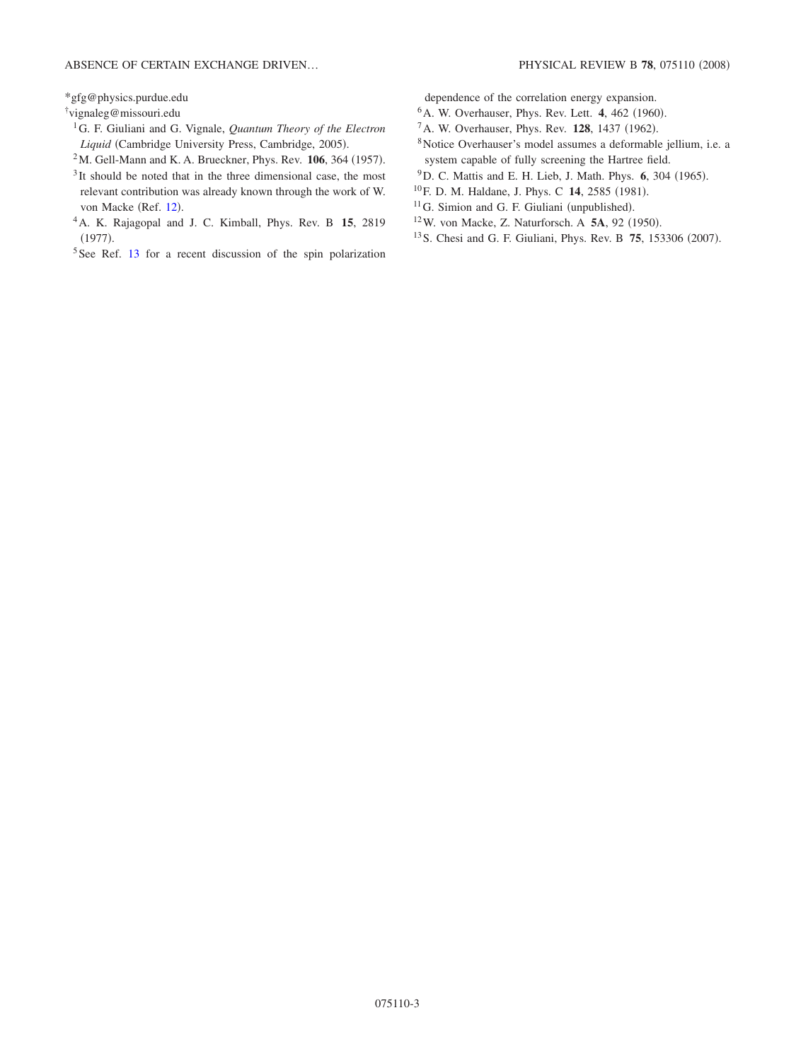*gfg@physics.purdue.edu

†vignaleg@missouri.edu

[1] G. F. Giuliani and G. Vignale, *Quantum Theory of the Electron Liquid* (Cambridge University Press, Cambridge, 2005).

[2] M. Gell-Mann and K. A. Brueckner, Phys. Rev. **106**, 364 (1957).

[3] It should be noted that in the three dimensional case, the most relevant contribution was already known through the work of W. von Macke (Ref. 12).

[4] A. K. Rajagopal and J. C. Kimball, Phys. Rev. B **15**, 2819 (1977).

[5] See Ref. 13 for a recent discussion of the spin polarization dependence of the correlation energy expansion.

[6] A. W. Overhauser, Phys. Rev. Lett. **4**, 462 (1960).

[7] A. W. Overhauser, Phys. Rev. **128**, 1437 (1962).

[8] Notice Overhauser's model assumes a deformable jellium, i.e. a system capable of fully screening the Hartree field.

[9] D. C. Mattis and E. H. Lieb, J. Math. Phys. **6**, 304 (1965).

[10] F. D. M. Haldane, J. Phys. C **14**, 2585 (1981).

[11] G. Simion and G. F. Giuliani (unpublished).

[12] W. von Macke, Z. Naturforsch. A **5A**, 92 (1950).

[13] S. Chesi and G. F. Giuliani, Phys. Rev. B **75**, 153306 (2007).